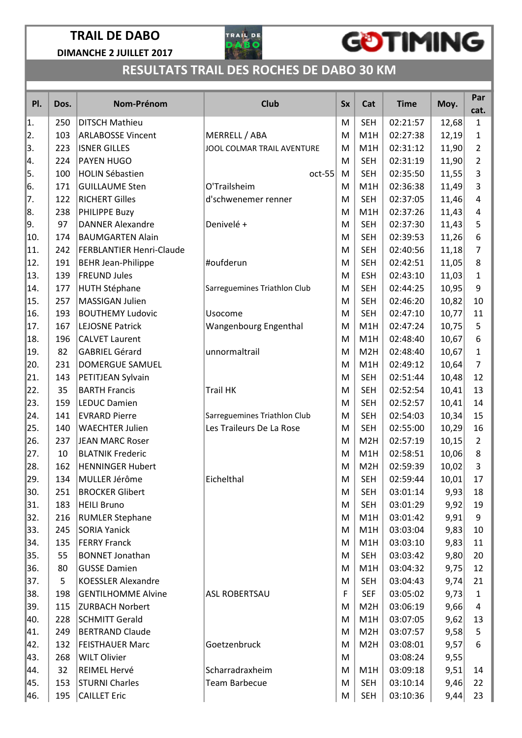# TRAIL DE DABO

**DIMANCHE 2 JUILLET 2017**

GOTIMING

## RESULTATS TRAIL DES ROCHES DE DABO 30 KM

| Pl. | Dos. | Nom-Prénom | Club | Sx | Cat | Time | Moy. | Par cat. |
|---|---|---|---|---|---|---|---|---|
| 1. | 250 | DITSCH Mathieu | | M | SEH | 02:21:57 | 12,68 | 1 |
| 2. | 103 | ARLABOSSE Vincent | MERRELL / ABA | M | M1H | 02:27:38 | 12,19 | 1 |
| 3. | 223 | ISNER GILLES | JOOL COLMAR TRAIL AVENTURE | M | M1H | 02:31:12 | 11,90 | 2 |
| 4. | 224 | PAYEN HUGO | | M | SEH | 02:31:19 | 11,90 | 2 |
| 5. | 100 | HOLIN Sébastien | oct-55 | M | SEH | 02:35:50 | 11,55 | 3 |
| 6. | 171 | GUILLAUME Sten | O'Trailsheim | M | M1H | 02:36:38 | 11,49 | 3 |
| 7. | 122 | RICHERT Gilles | d'schwenemer renner | M | SEH | 02:37:05 | 11,46 | 4 |
| 8. | 238 | PHILIPPE Buzy | | M | M1H | 02:37:26 | 11,43 | 4 |
| 9. | 97 | DANNER Alexandre | Denivelé + | M | SEH | 02:37:30 | 11,43 | 5 |
| 10. | 174 | BAUMGARTEN Alain | | M | SEH | 02:39:53 | 11,26 | 6 |
| 11. | 242 | FERBLANTIER Henri-Claude | | M | SEH | 02:40:56 | 11,18 | 7 |
| 12. | 191 | BEHR Jean-Philippe | #oufderun | M | SEH | 02:42:51 | 11,05 | 8 |
| 13. | 139 | FREUND Jules | | M | ESH | 02:43:10 | 11,03 | 1 |
| 14. | 177 | HUTH Stéphane | Sarreguemines Triathlon Club | M | SEH | 02:44:25 | 10,95 | 9 |
| 15. | 257 | MASSIGAN Julien | | M | SEH | 02:46:20 | 10,82 | 10 |
| 16. | 193 | BOUTHEMY Ludovic | Usocome | M | SEH | 02:47:10 | 10,77 | 11 |
| 17. | 167 | LEJOSNE Patrick | Wangenbourg Engenthal | M | M1H | 02:47:24 | 10,75 | 5 |
| 18. | 196 | CALVET Laurent | | M | M1H | 02:48:40 | 10,67 | 6 |
| 19. | 82 | GABRIEL Gérard | unnormaltrail | M | M2H | 02:48:40 | 10,67 | 1 |
| 20. | 231 | DOMERGUE SAMUEL | | M | M1H | 02:49:12 | 10,64 | 7 |
| 21. | 143 | PETITJEAN Sylvain | | M | SEH | 02:51:44 | 10,48 | 12 |
| 22. | 35 | BARTH Francis | Trail HK | M | SEH | 02:52:54 | 10,41 | 13 |
| 23. | 159 | LEDUC Damien | | M | SEH | 02:52:57 | 10,41 | 14 |
| 24. | 141 | EVRARD Pierre | Sarreguemines Triathlon Club | M | SEH | 02:54:03 | 10,34 | 15 |
| 25. | 140 | WAECHTER Julien | Les Traileurs De La Rose | M | SEH | 02:55:00 | 10,29 | 16 |
| 26. | 237 | JEAN MARC Roser | | M | M2H | 02:57:19 | 10,15 | 2 |
| 27. | 10 | BLATNIK Frederic | | M | M1H | 02:58:51 | 10,06 | 8 |
| 28. | 162 | HENNINGER Hubert | | M | M2H | 02:59:39 | 10,02 | 3 |
| 29. | 134 | MULLER Jérôme | Eichelthal | M | SEH | 02:59:44 | 10,01 | 17 |
| 30. | 251 | BROCKER Glibert | | M | SEH | 03:01:14 | 9,93 | 18 |
| 31. | 183 | HEILI Bruno | | M | SEH | 03:01:29 | 9,92 | 19 |
| 32. | 216 | RUMLER Stephane | | M | M1H | 03:01:42 | 9,91 | 9 |
| 33. | 245 | SORIA Yanick | | M | M1H | 03:03:04 | 9,83 | 10 |
| 34. | 135 | FERRY Franck | | M | M1H | 03:03:10 | 9,83 | 11 |
| 35. | 55 | BONNET Jonathan | | M | SEH | 03:03:42 | 9,80 | 20 |
| 36. | 80 | GUSSE Damien | | M | M1H | 03:04:32 | 9,75 | 12 |
| 37. | 5 | KOESSLER Alexandre | | M | SEH | 03:04:43 | 9,74 | 21 |
| 38. | 198 | GENTILHOMME Alvine | ASL ROBERTSAU | F | SEF | 03:05:02 | 9,73 | 1 |
| 39. | 115 | ZURBACH Norbert | | M | M2H | 03:06:19 | 9,66 | 4 |
| 40. | 228 | SCHMITT Gerald | | M | M1H | 03:07:05 | 9,62 | 13 |
| 41. | 249 | BERTRAND Claude | | M | M2H | 03:07:57 | 9,58 | 5 |
| 42. | 132 | FEISTHAUER Marc | Goetzenbruck | M | M2H | 03:08:01 | 9,57 | 6 |
| 43. | 268 | WILT Olivier | | M | | 03:08:24 | 9,55 | |
| 44. | 32 | REIMEL Hervé | Scharradraxheim | M | M1H | 03:09:18 | 9,51 | 14 |
| 45. | 153 | STURNI Charles | Team Barbecue | M | SEH | 03:10:14 | 9,46 | 22 |
| 46. | 195 | CAILLET Eric | | M | SEH | 03:10:36 | 9,44 | 23 |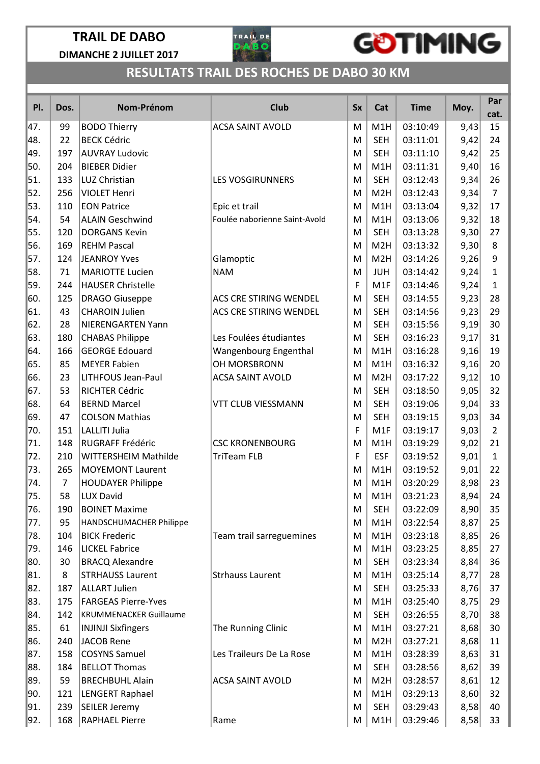# TRAIL DE DABO

**DIMANCHE 2 JUILLET 2017**

## RESULTATS TRAIL DES ROCHES DE DABO 30 KM

| Pl. | Dos. | Nom-Prénom | Club | Sx | Cat | Time | Moy. | Par cat. |
|---|---|---|---|---|---|---|---|---|
| 47. | 99 | BODO Thierry | ACSA SAINT AVOLD | M | M1H | 03:10:49 | 9,43 | 15 |
| 48. | 22 | BECK Cédric | | M | SEH | 03:11:01 | 9,42 | 24 |
| 49. | 197 | AUVRAY Ludovic | | M | SEH | 03:11:10 | 9,42 | 25 |
| 50. | 204 | BIEBER Didier | | M | M1H | 03:11:31 | 9,40 | 16 |
| 51. | 133 | LUZ Christian | LES VOSGIRUNNERS | M | SEH | 03:12:43 | 9,34 | 26 |
| 52. | 256 | VIOLET Henri | | M | M2H | 03:12:43 | 9,34 | 7 |
| 53. | 110 | EON Patrice | Epic et trail | M | M1H | 03:13:04 | 9,32 | 17 |
| 54. | 54 | ALAIN Geschwind | Foulée naborienne Saint-Avold | M | M1H | 03:13:06 | 9,32 | 18 |
| 55. | 120 | DORGANS Kevin | | M | SEH | 03:13:28 | 9,30 | 27 |
| 56. | 169 | REHM Pascal | | M | M2H | 03:13:32 | 9,30 | 8 |
| 57. | 124 | JEANROY Yves | Glamoptic | M | M2H | 03:14:26 | 9,26 | 9 |
| 58. | 71 | MARIOTTE Lucien | NAM | M | JUH | 03:14:42 | 9,24 | 1 |
| 59. | 244 | HAUSER Christelle | | F | M1F | 03:14:46 | 9,24 | 1 |
| 60. | 125 | DRAGO Giuseppe | ACS CRE STIRING WENDEL | M | SEH | 03:14:55 | 9,23 | 28 |
| 61. | 43 | CHAROIN Julien | ACS CRE STIRING WENDEL | M | SEH | 03:14:56 | 9,23 | 29 |
| 62. | 28 | NIERENGARTEN Yann | | M | SEH | 03:15:56 | 9,19 | 30 |
| 63. | 180 | CHABAS Philippe | Les Foulées étudiantes | M | SEH | 03:16:23 | 9,17 | 31 |
| 64. | 166 | GEORGE Edouard | Wangenbourg Engenthal | M | M1H | 03:16:28 | 9,16 | 19 |
| 65. | 85 | MEYER Fabien | OH MORSBRONN | M | M1H | 03:16:32 | 9,16 | 20 |
| 66. | 23 | LITHFOUS Jean-Paul | ACSA SAINT AVOLD | M | M2H | 03:17:22 | 9,12 | 10 |
| 67. | 53 | RICHTER Cédric | | M | SEH | 03:18:50 | 9,05 | 32 |
| 68. | 64 | BERND Marcel | VTT CLUB VIESSMANN | M | SEH | 03:19:06 | 9,04 | 33 |
| 69. | 47 | COLSON Mathias | | M | SEH | 03:19:15 | 9,03 | 34 |
| 70. | 151 | LALLITI Julia | | F | M1F | 03:19:17 | 9,03 | 2 |
| 71. | 148 | RUGRAFF Frédéric | CSC KRONENBOURG | M | M1H | 03:19:29 | 9,02 | 21 |
| 72. | 210 | WITTERSHEIM Mathilde | TriTeam FLB | F | ESF | 03:19:52 | 9,01 | 1 |
| 73. | 265 | MOYEMONT Laurent | | M | M1H | 03:19:52 | 9,01 | 22 |
| 74. | 7 | HOUDAYER Philippe | | M | M1H | 03:20:29 | 8,98 | 23 |
| 75. | 58 | LUX David | | M | M1H | 03:21:23 | 8,94 | 24 |
| 76. | 190 | BOINET Maxime | | M | SEH | 03:22:09 | 8,90 | 35 |
| 77. | 95 | HANDSCHUMACHER Philippe | | M | M1H | 03:22:54 | 8,87 | 25 |
| 78. | 104 | BICK Frederic | Team trail sarreguemines | M | M1H | 03:23:18 | 8,85 | 26 |
| 79. | 146 | LICKEL Fabrice | | M | M1H | 03:23:25 | 8,85 | 27 |
| 80. | 30 | BRACQ Alexandre | | M | SEH | 03:23:34 | 8,84 | 36 |
| 81. | 8 | STRHAUSS Laurent | Strhauss Laurent | M | M1H | 03:25:14 | 8,77 | 28 |
| 82. | 187 | ALLART Julien | | M | SEH | 03:25:33 | 8,76 | 37 |
| 83. | 175 | FARGEAS Pierre-Yves | | M | M1H | 03:25:40 | 8,75 | 29 |
| 84. | 142 | KRUMMENACKER Guillaume | | M | SEH | 03:26:55 | 8,70 | 38 |
| 85. | 61 | INJINJI Sixfingers | The Running Clinic | M | M1H | 03:27:21 | 8,68 | 30 |
| 86. | 240 | JACOB Rene | | M | M2H | 03:27:21 | 8,68 | 11 |
| 87. | 158 | COSYNS Samuel | Les Traileurs De La Rose | M | M1H | 03:28:39 | 8,63 | 31 |
| 88. | 184 | BELLOT Thomas | | M | SEH | 03:28:56 | 8,62 | 39 |
| 89. | 59 | BRECHBUHL Alain | ACSA SAINT AVOLD | M | M2H | 03:28:57 | 8,61 | 12 |
| 90. | 121 | LENGERT Raphael | | M | M1H | 03:29:13 | 8,60 | 32 |
| 91. | 239 | SEILER Jeremy | | M | SEH | 03:29:43 | 8,58 | 40 |
| 92. | 168 | RAPHAEL Pierre | Rame | M | M1H | 03:29:46 | 8,58 | 33 |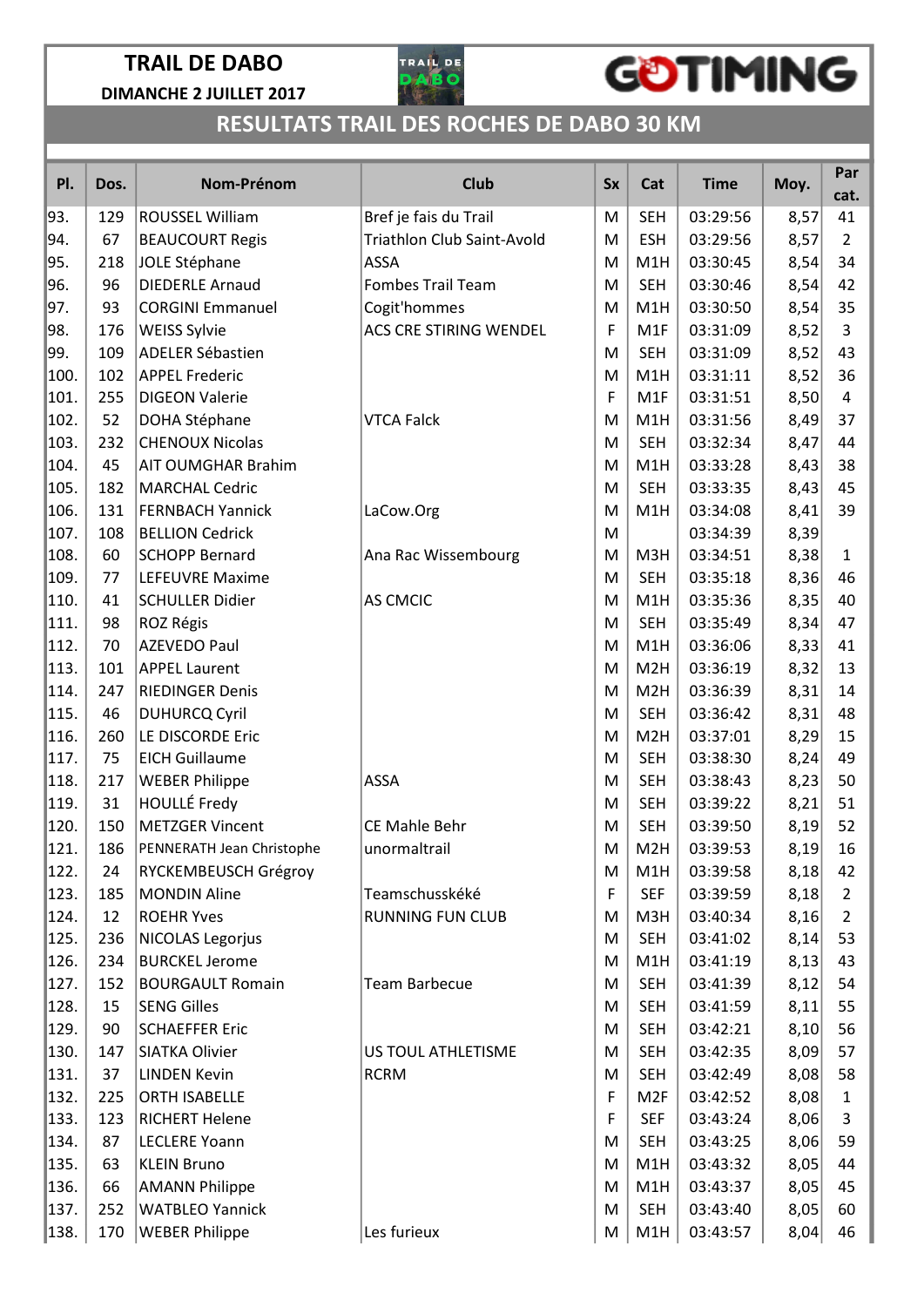# TRAIL DE DABO

**DIMANCHE 2 JUILLET 2017**

GOTIMING

## RESULTATS TRAIL DES ROCHES DE DABO 30 KM

| Pl. | Dos. | Nom-Prénom | Club | Sx | Cat | Time | Moy. | Par cat. |
|---|---|---|---|---|---|---|---|---|
| 93. | 129 | ROUSSEL William | Bref je fais du Trail | M | SEH | 03:29:56 | 8,57 | 41 |
| 94. | 67 | BEAUCOURT Regis | Triathlon Club Saint-Avold | M | ESH | 03:29:56 | 8,57 | 2 |
| 95. | 218 | JOLE Stéphane | ASSA | M | M1H | 03:30:45 | 8,54 | 34 |
| 96. | 96 | DIEDERLE Arnaud | Fombes Trail Team | M | SEH | 03:30:46 | 8,54 | 42 |
| 97. | 93 | CORGINI Emmanuel | Cogit'hommes | M | M1H | 03:30:50 | 8,54 | 35 |
| 98. | 176 | WEISS Sylvie | ACS CRE STIRING WENDEL | F | M1F | 03:31:09 | 8,52 | 3 |
| 99. | 109 | ADELER Sébastien | | M | SEH | 03:31:09 | 8,52 | 43 |
| 100. | 102 | APPEL Frederic | | M | M1H | 03:31:11 | 8,52 | 36 |
| 101. | 255 | DIGEON Valerie | | F | M1F | 03:31:51 | 8,50 | 4 |
| 102. | 52 | DOHA Stéphane | VTCA Falck | M | M1H | 03:31:56 | 8,49 | 37 |
| 103. | 232 | CHENOUX Nicolas | | M | SEH | 03:32:34 | 8,47 | 44 |
| 104. | 45 | AIT OUMGHAR Brahim | | M | M1H | 03:33:28 | 8,43 | 38 |
| 105. | 182 | MARCHAL Cedric | | M | SEH | 03:33:35 | 8,43 | 45 |
| 106. | 131 | FERNBACH Yannick | LaCow.Org | M | M1H | 03:34:08 | 8,41 | 39 |
| 107. | 108 | BELLION Cedrick | | M | | 03:34:39 | 8,39 | |
| 108. | 60 | SCHOPP Bernard | Ana Rac Wissembourg | M | M3H | 03:34:51 | 8,38 | 1 |
| 109. | 77 | LEFEUVRE Maxime | | M | SEH | 03:35:18 | 8,36 | 46 |
| 110. | 41 | SCHULLER Didier | AS CMCIC | M | M1H | 03:35:36 | 8,35 | 40 |
| 111. | 98 | ROZ Régis | | M | SEH | 03:35:49 | 8,34 | 47 |
| 112. | 70 | AZEVEDO Paul | | M | M1H | 03:36:06 | 8,33 | 41 |
| 113. | 101 | APPEL Laurent | | M | M2H | 03:36:19 | 8,32 | 13 |
| 114. | 247 | RIEDINGER Denis | | M | M2H | 03:36:39 | 8,31 | 14 |
| 115. | 46 | DUHURCQ Cyril | | M | SEH | 03:36:42 | 8,31 | 48 |
| 116. | 260 | LE DISCORDE Eric | | M | M2H | 03:37:01 | 8,29 | 15 |
| 117. | 75 | EICH Guillaume | | M | SEH | 03:38:30 | 8,24 | 49 |
| 118. | 217 | WEBER Philippe | ASSA | M | SEH | 03:38:43 | 8,23 | 50 |
| 119. | 31 | HOULLÉ Fredy | | M | SEH | 03:39:22 | 8,21 | 51 |
| 120. | 150 | METZGER Vincent | CE Mahle Behr | M | SEH | 03:39:50 | 8,19 | 52 |
| 121. | 186 | PENNERATH Jean Christophe | unormaltrail | M | M2H | 03:39:53 | 8,19 | 16 |
| 122. | 24 | RYCKEMBEUSCH Grégroy | | M | M1H | 03:39:58 | 8,18 | 42 |
| 123. | 185 | MONDIN Aline | Teamschusskéké | F | SEF | 03:39:59 | 8,18 | 2 |
| 124. | 12 | ROEHR Yves | RUNNING FUN CLUB | M | M3H | 03:40:34 | 8,16 | 2 |
| 125. | 236 | NICOLAS Legorjus | | M | SEH | 03:41:02 | 8,14 | 53 |
| 126. | 234 | BURCKEL Jerome | | M | M1H | 03:41:19 | 8,13 | 43 |
| 127. | 152 | BOURGAULT Romain | Team Barbecue | M | SEH | 03:41:39 | 8,12 | 54 |
| 128. | 15 | SENG Gilles | | M | SEH | 03:41:59 | 8,11 | 55 |
| 129. | 90 | SCHAEFFER Eric | | M | SEH | 03:42:21 | 8,10 | 56 |
| 130. | 147 | SIATKA Olivier | US TOUL ATHLETISME | M | SEH | 03:42:35 | 8,09 | 57 |
| 131. | 37 | LINDEN Kevin | RCRM | M | SEH | 03:42:49 | 8,08 | 58 |
| 132. | 225 | ORTH ISABELLE | | F | M2F | 03:42:52 | 8,08 | 1 |
| 133. | 123 | RICHERT Helene | | F | SEF | 03:43:24 | 8,06 | 3 |
| 134. | 87 | LECLERE Yoann | | M | SEH | 03:43:25 | 8,06 | 59 |
| 135. | 63 | KLEIN Bruno | | M | M1H | 03:43:32 | 8,05 | 44 |
| 136. | 66 | AMANN Philippe | | M | M1H | 03:43:37 | 8,05 | 45 |
| 137. | 252 | WATBLEO Yannick | | M | SEH | 03:43:40 | 8,05 | 60 |
| 138. | 170 | WEBER Philippe | Les furieux | M | M1H | 03:43:57 | 8,04 | 46 |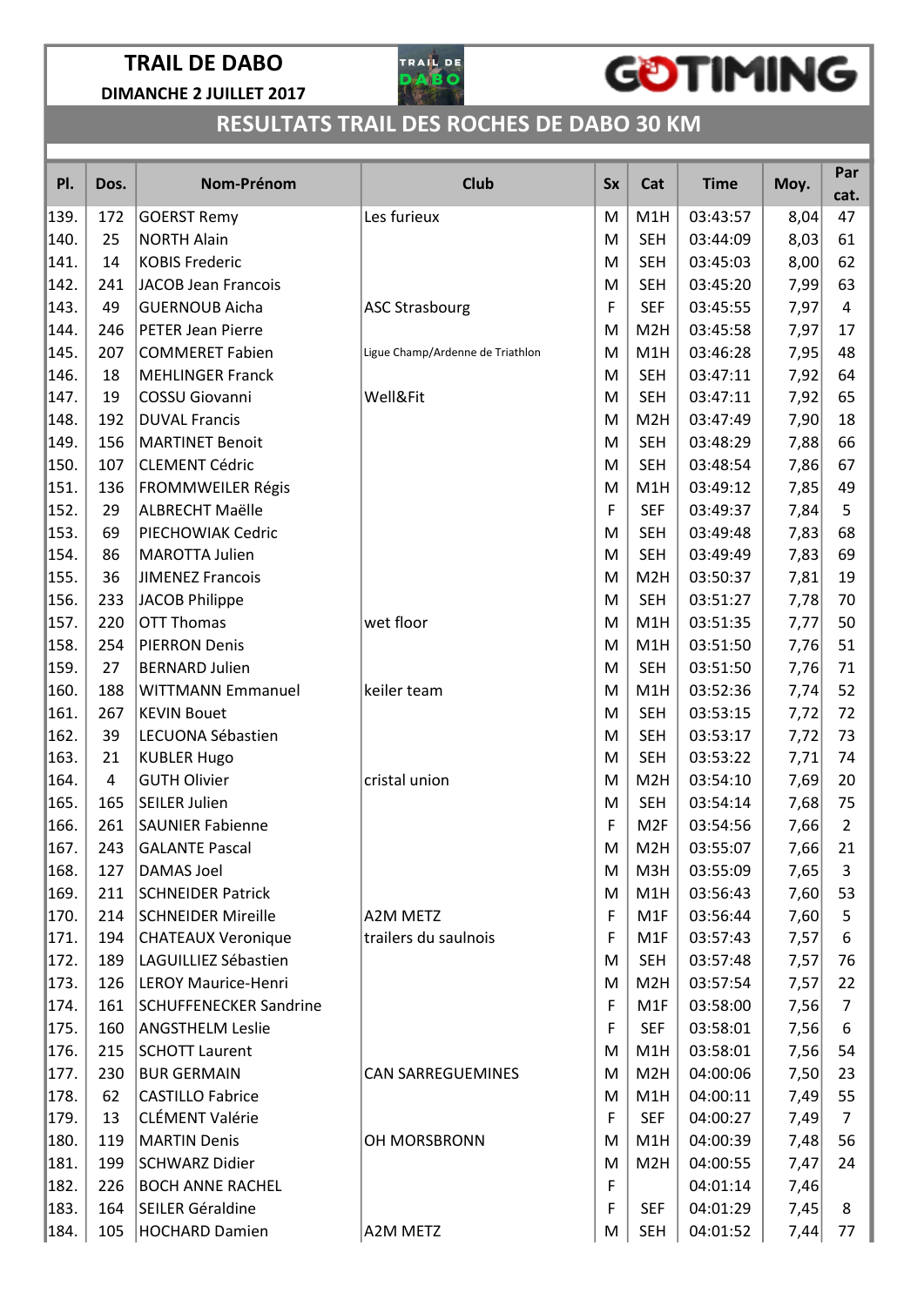# TRAIL DE DABO

**DIMANCHE 2 JUILLET 2017**

GOTIMING

## RESULTATS TRAIL DES ROCHES DE DABO 30 KM

| Pl. | Dos. | Nom-Prénom | Club | Sx | Cat | Time | Moy. | Par cat. |
|---|---|---|---|---|---|---|---|---|
| 139. | 172 | GOERST Remy | Les furieux | M | M1H | 03:43:57 | 8,04 | 47 |
| 140. | 25 | NORTH Alain | | M | SEH | 03:44:09 | 8,03 | 61 |
| 141. | 14 | KOBIS Frederic | | M | SEH | 03:45:03 | 8,00 | 62 |
| 142. | 241 | JACOB Jean Francois | | M | SEH | 03:45:20 | 7,99 | 63 |
| 143. | 49 | GUERNOUB Aicha | ASC Strasbourg | F | SEF | 03:45:55 | 7,97 | 4 |
| 144. | 246 | PETER Jean Pierre | | M | M2H | 03:45:58 | 7,97 | 17 |
| 145. | 207 | COMMERET Fabien | Ligue Champ/Ardenne de Triathlon | M | M1H | 03:46:28 | 7,95 | 48 |
| 146. | 18 | MEHLINGER Franck | | M | SEH | 03:47:11 | 7,92 | 64 |
| 147. | 19 | COSSU Giovanni | Well&Fit | M | SEH | 03:47:11 | 7,92 | 65 |
| 148. | 192 | DUVAL Francis | | M | M2H | 03:47:49 | 7,90 | 18 |
| 149. | 156 | MARTINET Benoit | | M | SEH | 03:48:29 | 7,88 | 66 |
| 150. | 107 | CLEMENT Cédric | | M | SEH | 03:48:54 | 7,86 | 67 |
| 151. | 136 | FROMMWEILER Régis | | M | M1H | 03:49:12 | 7,85 | 49 |
| 152. | 29 | ALBRECHT Maëlle | | F | SEF | 03:49:37 | 7,84 | 5 |
| 153. | 69 | PIECHOWIAK Cedric | | M | SEH | 03:49:48 | 7,83 | 68 |
| 154. | 86 | MAROTTA Julien | | M | SEH | 03:49:49 | 7,83 | 69 |
| 155. | 36 | JIMENEZ Francois | | M | M2H | 03:50:37 | 7,81 | 19 |
| 156. | 233 | JACOB Philippe | | M | SEH | 03:51:27 | 7,78 | 70 |
| 157. | 220 | OTT Thomas | wet floor | M | M1H | 03:51:35 | 7,77 | 50 |
| 158. | 254 | PIERRON Denis | | M | M1H | 03:51:50 | 7,76 | 51 |
| 159. | 27 | BERNARD Julien | | M | SEH | 03:51:50 | 7,76 | 71 |
| 160. | 188 | WITTMANN Emmanuel | keiler team | M | M1H | 03:52:36 | 7,74 | 52 |
| 161. | 267 | KEVIN Bouet | | M | SEH | 03:53:15 | 7,72 | 72 |
| 162. | 39 | LECUONA Sébastien | | M | SEH | 03:53:17 | 7,72 | 73 |
| 163. | 21 | KUBLER Hugo | | M | SEH | 03:53:22 | 7,71 | 74 |
| 164. | 4 | GUTH Olivier | cristal union | M | M2H | 03:54:10 | 7,69 | 20 |
| 165. | 165 | SEILER Julien | | M | SEH | 03:54:14 | 7,68 | 75 |
| 166. | 261 | SAUNIER Fabienne | | F | M2F | 03:54:56 | 7,66 | 2 |
| 167. | 243 | GALANTE Pascal | | M | M2H | 03:55:07 | 7,66 | 21 |
| 168. | 127 | DAMAS Joel | | M | M3H | 03:55:09 | 7,65 | 3 |
| 169. | 211 | SCHNEIDER Patrick | | M | M1H | 03:56:43 | 7,60 | 53 |
| 170. | 214 | SCHNEIDER Mireille | A2M METZ | F | M1F | 03:56:44 | 7,60 | 5 |
| 171. | 194 | CHATEAUX Veronique | trailers du saulnois | F | M1F | 03:57:43 | 7,57 | 6 |
| 172. | 189 | LAGUILLIEZ Sébastien | | M | SEH | 03:57:48 | 7,57 | 76 |
| 173. | 126 | LEROY Maurice-Henri | | M | M2H | 03:57:54 | 7,57 | 22 |
| 174. | 161 | SCHUFFENECKER Sandrine | | F | M1F | 03:58:00 | 7,56 | 7 |
| 175. | 160 | ANGSTHELM Leslie | | F | SEF | 03:58:01 | 7,56 | 6 |
| 176. | 215 | SCHOTT Laurent | | M | M1H | 03:58:01 | 7,56 | 54 |
| 177. | 230 | BUR GERMAIN | CAN SARREGUEMINES | M | M2H | 04:00:06 | 7,50 | 23 |
| 178. | 62 | CASTILLO Fabrice | | M | M1H | 04:00:11 | 7,49 | 55 |
| 179. | 13 | CLÉMENT Valérie | | F | SEF | 04:00:27 | 7,49 | 7 |
| 180. | 119 | MARTIN Denis | OH MORSBRONN | M | M1H | 04:00:39 | 7,48 | 56 |
| 181. | 199 | SCHWARZ Didier | | M | M2H | 04:00:55 | 7,47 | 24 |
| 182. | 226 | BOCH ANNE RACHEL | | F | | 04:01:14 | 7,46 | |
| 183. | 164 | SEILER Géraldine | | F | SEF | 04:01:29 | 7,45 | 8 |
| 184. | 105 | HOCHARD Damien | A2M METZ | M | SEH | 04:01:52 | 7,44 | 77 |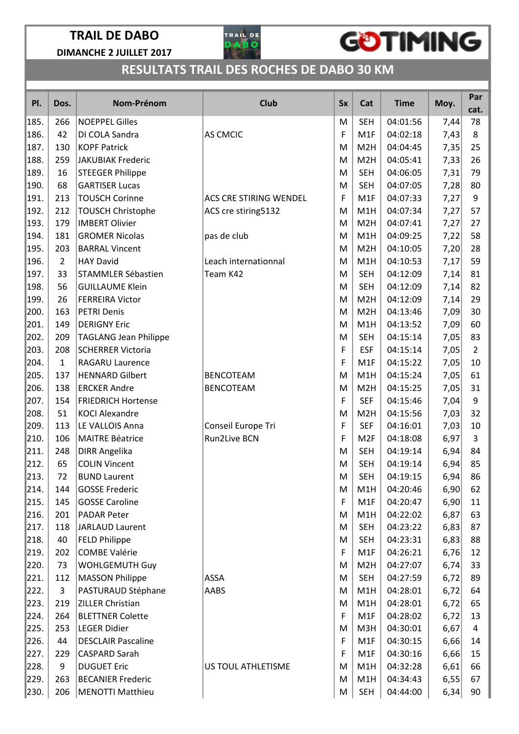# TRAIL DE DABO

**DIMANCHE 2 JUILLET 2017**

## RESULTATS TRAIL DES ROCHES DE DABO 30 KM

| Pl. | Dos. | Nom-Prénom | Club | Sx | Cat | Time | Moy. | Par cat. |
|---|---|---|---|---|---|---|---|---|
| 185. | 266 | NOEPPEL Gilles | | M | SEH | 04:01:56 | 7,44 | 78 |
| 186. | 42 | DI COLA Sandra | AS CMCIC | F | M1F | 04:02:18 | 7,43 | 8 |
| 187. | 130 | KOPF Patrick | | M | M2H | 04:04:45 | 7,35 | 25 |
| 188. | 259 | JAKUBIAK Frederic | | M | M2H | 04:05:41 | 7,33 | 26 |
| 189. | 16 | STEEGER Philippe | | M | SEH | 04:06:05 | 7,31 | 79 |
| 190. | 68 | GARTISER Lucas | | M | SEH | 04:07:05 | 7,28 | 80 |
| 191. | 213 | TOUSCH Corinne | ACS CRE STIRING WENDEL | F | M1F | 04:07:33 | 7,27 | 9 |
| 192. | 212 | TOUSCH Christophe | ACS cre stiring5132 | M | M1H | 04:07:34 | 7,27 | 57 |
| 193. | 179 | IMBERT Olivier | | M | M2H | 04:07:41 | 7,27 | 27 |
| 194. | 181 | GROMER Nicolas | pas de club | M | M1H | 04:09:25 | 7,22 | 58 |
| 195. | 203 | BARRAL Vincent | | M | M2H | 04:10:05 | 7,20 | 28 |
| 196. | 2 | HAY David | Leach internationnal | M | M1H | 04:10:53 | 7,17 | 59 |
| 197. | 33 | STAMMLER Sébastien | Team K42 | M | SEH | 04:12:09 | 7,14 | 81 |
| 198. | 56 | GUILLAUME Klein | | M | SEH | 04:12:09 | 7,14 | 82 |
| 199. | 26 | FERREIRA Victor | | M | M2H | 04:12:09 | 7,14 | 29 |
| 200. | 163 | PETRI Denis | | M | M2H | 04:13:46 | 7,09 | 30 |
| 201. | 149 | DERIGNY Eric | | M | M1H | 04:13:52 | 7,09 | 60 |
| 202. | 209 | TAGLANG Jean Philippe | | M | SEH | 04:15:14 | 7,05 | 83 |
| 203. | 208 | SCHERRER Victoria | | F | ESF | 04:15:14 | 7,05 | 2 |
| 204. | 1 | RAGARU Laurence | | F | M1F | 04:15:22 | 7,05 | 10 |
| 205. | 137 | HENNARD Gilbert | BENCOTEAM | M | M1H | 04:15:24 | 7,05 | 61 |
| 206. | 138 | ERCKER Andre | BENCOTEAM | M | M2H | 04:15:25 | 7,05 | 31 |
| 207. | 154 | FRIEDRICH Hortense | | F | SEF | 04:15:46 | 7,04 | 9 |
| 208. | 51 | KOCI Alexandre | | M | M2H | 04:15:56 | 7,03 | 32 |
| 209. | 113 | LE VALLOIS Anna | Conseil Europe Tri | F | SEF | 04:16:01 | 7,03 | 10 |
| 210. | 106 | MAITRE Béatrice | Run2Live BCN | F | M2F | 04:18:08 | 6,97 | 3 |
| 211. | 248 | DIRR Angelika | | M | SEH | 04:19:14 | 6,94 | 84 |
| 212. | 65 | COLIN Vincent | | M | SEH | 04:19:14 | 6,94 | 85 |
| 213. | 72 | BUND Laurent | | M | SEH | 04:19:15 | 6,94 | 86 |
| 214. | 144 | GOSSE Frederic | | M | M1H | 04:20:46 | 6,90 | 62 |
| 215. | 145 | GOSSE Caroline | | F | M1F | 04:20:47 | 6,90 | 11 |
| 216. | 201 | PADAR Peter | | M | M1H | 04:22:02 | 6,87 | 63 |
| 217. | 118 | JARLAUD Laurent | | M | SEH | 04:23:22 | 6,83 | 87 |
| 218. | 40 | FELD Philippe | | M | SEH | 04:23:31 | 6,83 | 88 |
| 219. | 202 | COMBE Valérie | | F | M1F | 04:26:21 | 6,76 | 12 |
| 220. | 73 | WOHLGEMUTH Guy | | M | M2H | 04:27:07 | 6,74 | 33 |
| 221. | 112 | MASSON Philippe | ASSA | M | SEH | 04:27:59 | 6,72 | 89 |
| 222. | 3 | PASTURAUD Stéphane | AABS | M | M1H | 04:28:01 | 6,72 | 64 |
| 223. | 219 | ZILLER Christian | | M | M1H | 04:28:01 | 6,72 | 65 |
| 224. | 264 | BLETTNER Colette | | F | M1F | 04:28:02 | 6,72 | 13 |
| 225. | 253 | LEGER Didier | | M | M3H | 04:30:01 | 6,67 | 4 |
| 226. | 44 | DESCLAIR Pascaline | | F | M1F | 04:30:15 | 6,66 | 14 |
| 227. | 229 | CASPARD Sarah | | F | M1F | 04:30:16 | 6,66 | 15 |
| 228. | 9 | DUGUET Eric | US TOUL ATHLETISME | M | M1H | 04:32:28 | 6,61 | 66 |
| 229. | 263 | BECANIER Frederic | | M | M1H | 04:34:43 | 6,55 | 67 |
| 230. | 206 | MENOTTI Matthieu | | M | SEH | 04:44:00 | 6,34 | 90 |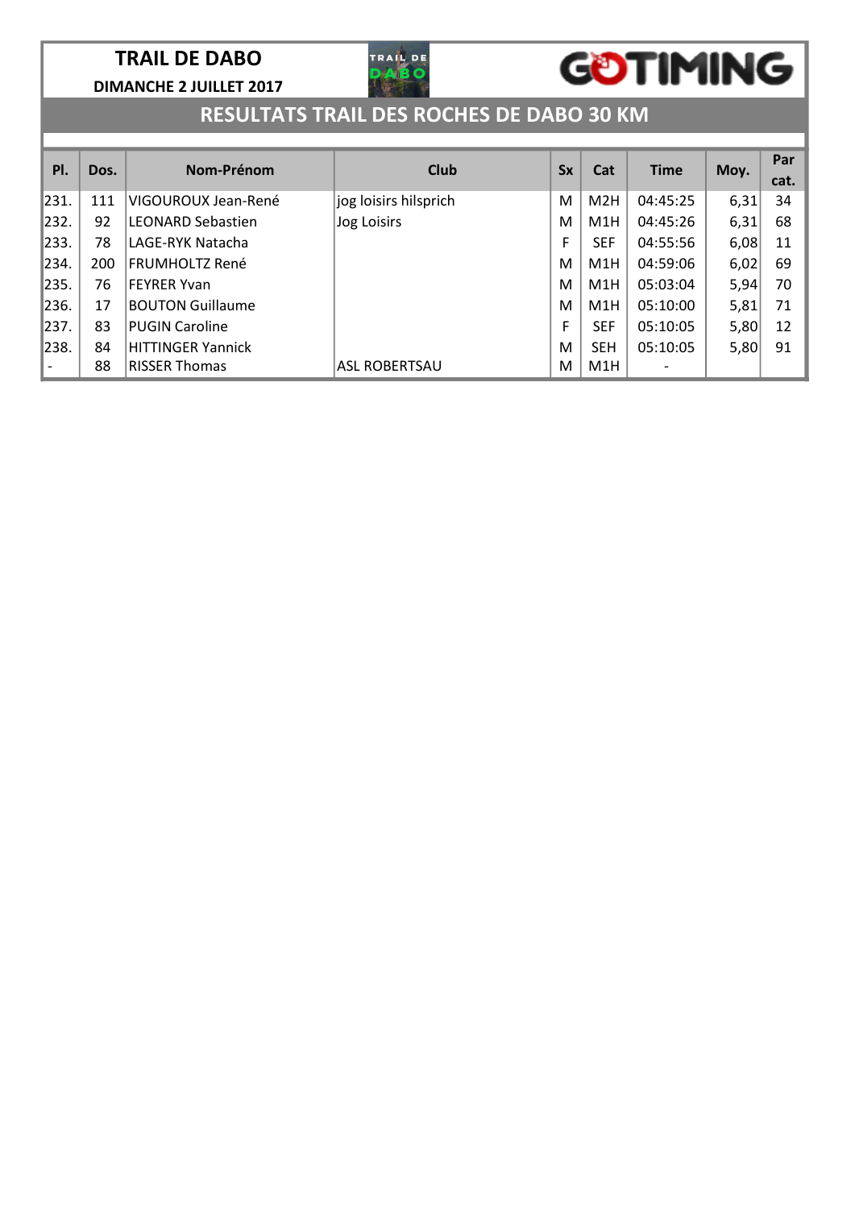**TRAIL DE DABO**

**DIMANCHE 2 JUILLET 2017**

# RESULTATS TRAIL DES ROCHES DE DABO 30 KM

| Pl. | Dos. | Nom-Prénom | Club | Sx | Cat | Time | Moy. | Par cat. |
|---|---|---|---|---|---|---|---|---|
| 231. | 111 | VIGOUROUX Jean-René | jog loisirs hilsprich | M | M2H | 04:45:25 | 6,31 | 34 |
| 232. | 92 | LEONARD Sebastien | Jog Loisirs | M | M1H | 04:45:26 | 6,31 | 68 |
| 233. | 78 | LAGE-RYK Natacha | | F | SEF | 04:55:56 | 6,08 | 11 |
| 234. | 200 | FRUMHOLTZ René | | M | M1H | 04:59:06 | 6,02 | 69 |
| 235. | 76 | FEYRER Yvan | | M | M1H | 05:03:04 | 5,94 | 70 |
| 236. | 17 | BOUTON Guillaume | | M | M1H | 05:10:00 | 5,81 | 71 |
| 237. | 83 | PUGIN Caroline | | F | SEF | 05:10:05 | 5,80 | 12 |
| 238. | 84 | HITTINGER Yannick | | M | SEH | 05:10:05 | 5,80 | 91 |
| - | 88 | RISSER Thomas | ASL ROBERTSAU | M | M1H | - | | |